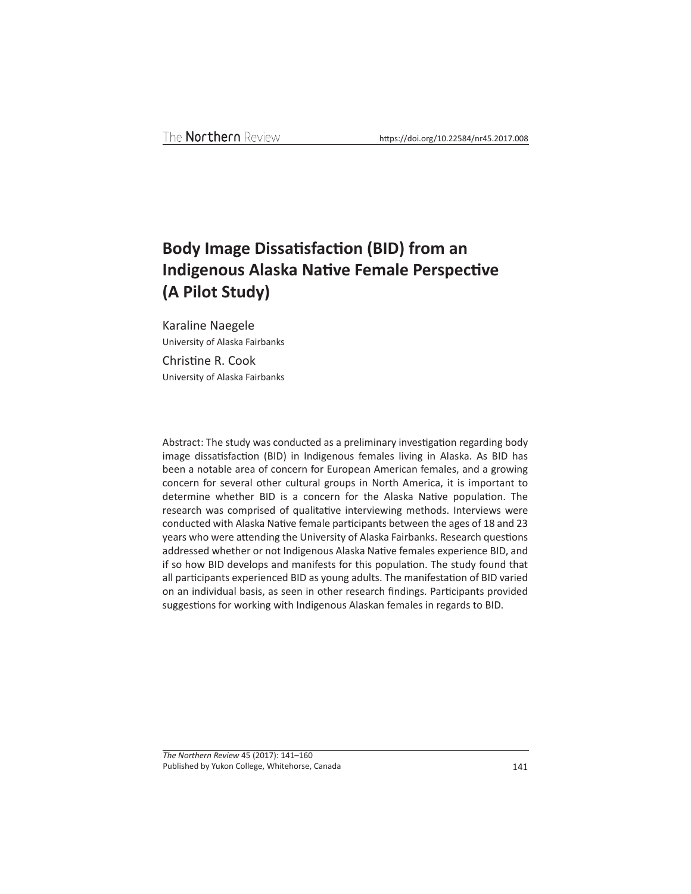# Body Image Dissatisfaction (BID) from an Indigenous Alaska Native Female Perspective (A Pilot Study)

Karaline Naegele
University of Alaska Fairbanks

Christine R. Cook
University of Alaska Fairbanks

Abstract: The study was conducted as a preliminary investigation regarding body image dissatisfaction (BID) in Indigenous females living in Alaska. As BID has been a notable area of concern for European American females, and a growing concern for several other cultural groups in North America, it is important to determine whether BID is a concern for the Alaska Native population. The research was comprised of qualitative interviewing methods. Interviews were conducted with Alaska Native female participants between the ages of 18 and 23 years who were attending the University of Alaska Fairbanks. Research questions addressed whether or not Indigenous Alaska Native females experience BID, and if so how BID develops and manifests for this population. The study found that all participants experienced BID as young adults. The manifestation of BID varied on an individual basis, as seen in other research findings. Participants provided suggestions for working with Indigenous Alaskan females in regards to BID.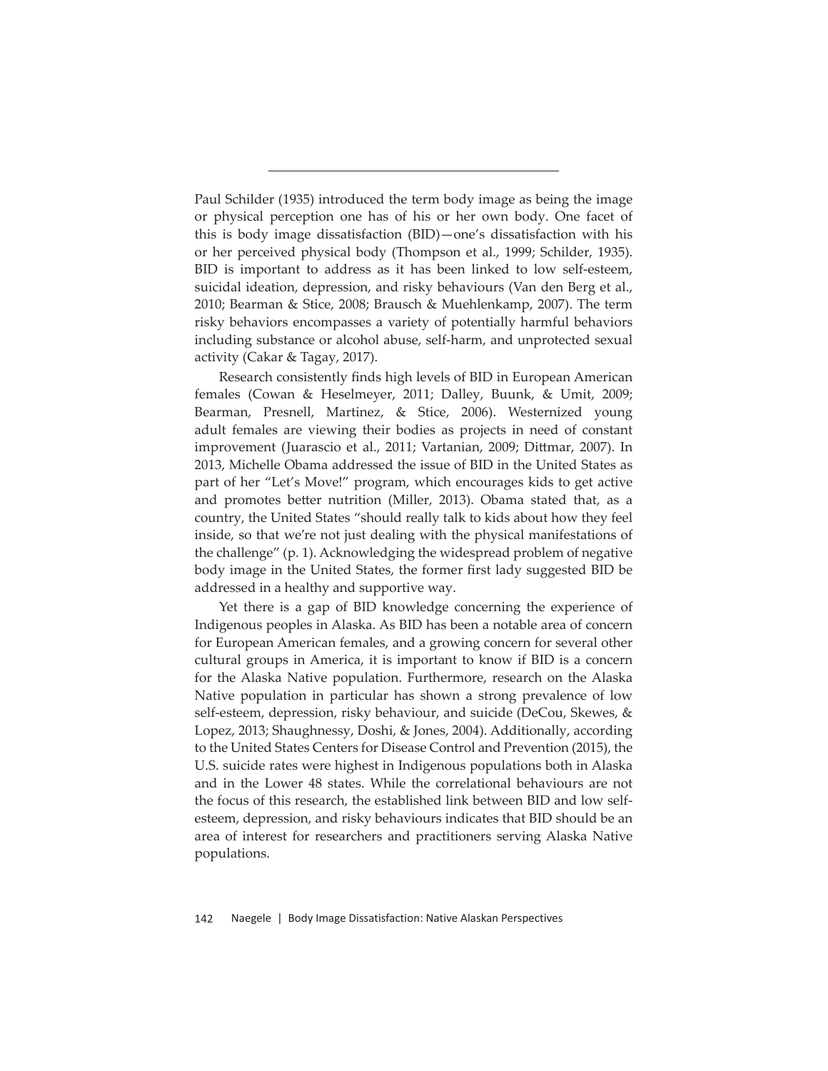Paul Schilder (1935) introduced the term body image as being the image or physical perception one has of his or her own body. One facet of this is body image dissatisfaction (BID)—one's dissatisfaction with his or her perceived physical body (Thompson et al., 1999; Schilder, 1935). BID is important to address as it has been linked to low self-esteem, suicidal ideation, depression, and risky behaviours (Van den Berg et al., 2010; Bearman & Stice, 2008; Brausch & Muehlenkamp, 2007). The term risky behaviors encompasses a variety of potentially harmful behaviors including substance or alcohol abuse, self-harm, and unprotected sexual activity (Cakar & Tagay, 2017).

Research consistently finds high levels of BID in European American females (Cowan & Heselmeyer, 2011; Dalley, Buunk, & Umit, 2009; Bearman, Presnell, Martinez, & Stice, 2006). Westernized young adult females are viewing their bodies as projects in need of constant improvement (Juarascio et al., 2011; Vartanian, 2009; Dittmar, 2007). In 2013, Michelle Obama addressed the issue of BID in the United States as part of her "Let's Move!" program, which encourages kids to get active and promotes better nutrition (Miller, 2013). Obama stated that, as a country, the United States "should really talk to kids about how they feel inside, so that we're not just dealing with the physical manifestations of the challenge" (p. 1). Acknowledging the widespread problem of negative body image in the United States, the former first lady suggested BID be addressed in a healthy and supportive way.

Yet there is a gap of BID knowledge concerning the experience of Indigenous peoples in Alaska. As BID has been a notable area of concern for European American females, and a growing concern for several other cultural groups in America, it is important to know if BID is a concern for the Alaska Native population. Furthermore, research on the Alaska Native population in particular has shown a strong prevalence of low self-esteem, depression, risky behaviour, and suicide (DeCou, Skewes, & Lopez, 2013; Shaughnessy, Doshi, & Jones, 2004). Additionally, according to the United States Centers for Disease Control and Prevention (2015), the U.S. suicide rates were highest in Indigenous populations both in Alaska and in the Lower 48 states. While the correlational behaviours are not the focus of this research, the established link between BID and low self-esteem, depression, and risky behaviours indicates that BID should be an area of interest for researchers and practitioners serving Alaska Native populations.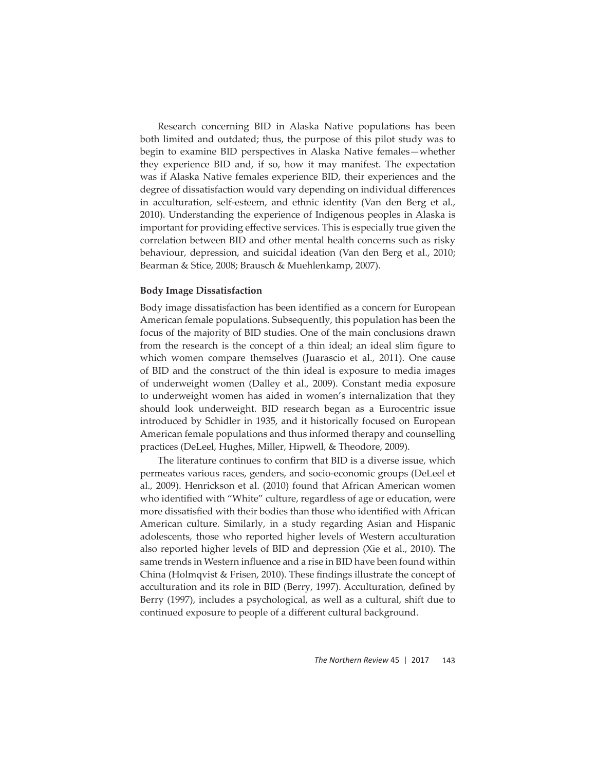Research concerning BID in Alaska Native populations has been both limited and outdated; thus, the purpose of this pilot study was to begin to examine BID perspectives in Alaska Native females—whether they experience BID and, if so, how it may manifest. The expectation was if Alaska Native females experience BID, their experiences and the degree of dissatisfaction would vary depending on individual differences in acculturation, self-esteem, and ethnic identity (Van den Berg et al., 2010). Understanding the experience of Indigenous peoples in Alaska is important for providing effective services. This is especially true given the correlation between BID and other mental health concerns such as risky behaviour, depression, and suicidal ideation (Van den Berg et al., 2010; Bearman & Stice, 2008; Brausch & Muehlenkamp, 2007).

**Body Image Dissatisfaction**

Body image dissatisfaction has been identified as a concern for European American female populations. Subsequently, this population has been the focus of the majority of BID studies. One of the main conclusions drawn from the research is the concept of a thin ideal; an ideal slim figure to which women compare themselves (Juarascio et al., 2011). One cause of BID and the construct of the thin ideal is exposure to media images of underweight women (Dalley et al., 2009). Constant media exposure to underweight women has aided in women's internalization that they should look underweight. BID research began as a Eurocentric issue introduced by Schidler in 1935, and it historically focused on European American female populations and thus informed therapy and counselling practices (DeLeel, Hughes, Miller, Hipwell, & Theodore, 2009).

The literature continues to confirm that BID is a diverse issue, which permeates various races, genders, and socio-economic groups (DeLeel et al., 2009). Henrickson et al. (2010) found that African American women who identified with "White" culture, regardless of age or education, were more dissatisfied with their bodies than those who identified with African American culture. Similarly, in a study regarding Asian and Hispanic adolescents, those who reported higher levels of Western acculturation also reported higher levels of BID and depression (Xie et al., 2010). The same trends in Western influence and a rise in BID have been found within China (Holmqvist & Frisen, 2010). These findings illustrate the concept of acculturation and its role in BID (Berry, 1997). Acculturation, defined by Berry (1997), includes a psychological, as well as a cultural, shift due to continued exposure to people of a different cultural background.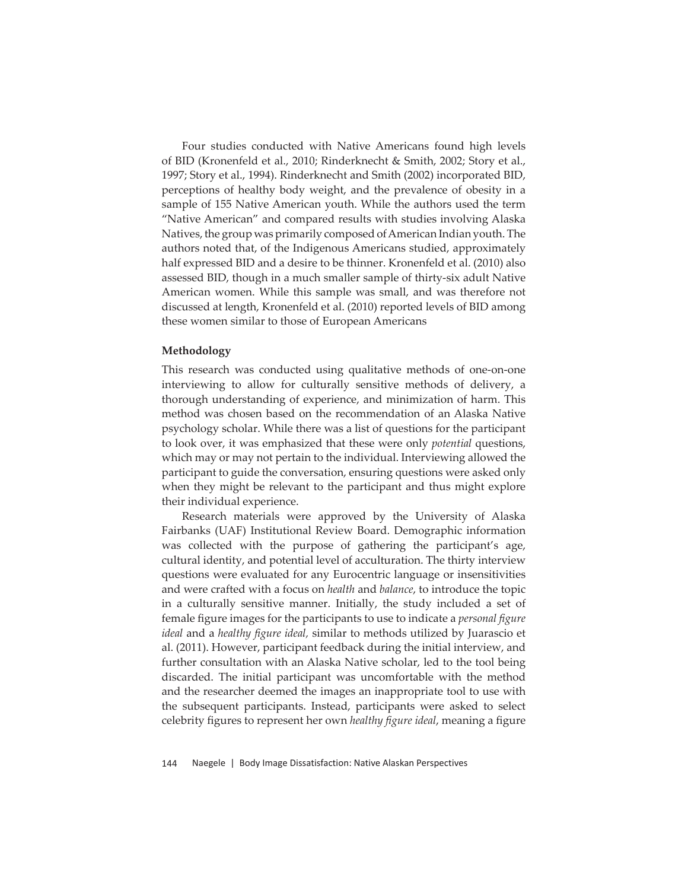Four studies conducted with Native Americans found high levels of BID (Kronenfeld et al., 2010; Rinderknecht & Smith, 2002; Story et al., 1997; Story et al., 1994). Rinderknecht and Smith (2002) incorporated BID, perceptions of healthy body weight, and the prevalence of obesity in a sample of 155 Native American youth. While the authors used the term "Native American" and compared results with studies involving Alaska Natives, the group was primarily composed of American Indian youth. The authors noted that, of the Indigenous Americans studied, approximately half expressed BID and a desire to be thinner. Kronenfeld et al. (2010) also assessed BID, though in a much smaller sample of thirty-six adult Native American women. While this sample was small, and was therefore not discussed at length, Kronenfeld et al. (2010) reported levels of BID among these women similar to those of European Americans

**Methodology**

This research was conducted using qualitative methods of one-on-one interviewing to allow for culturally sensitive methods of delivery, a thorough understanding of experience, and minimization of harm. This method was chosen based on the recommendation of an Alaska Native psychology scholar. While there was a list of questions for the participant to look over, it was emphasized that these were only *potential* questions, which may or may not pertain to the individual. Interviewing allowed the participant to guide the conversation, ensuring questions were asked only when they might be relevant to the participant and thus might explore their individual experience.

Research materials were approved by the University of Alaska Fairbanks (UAF) Institutional Review Board. Demographic information was collected with the purpose of gathering the participant's age, cultural identity, and potential level of acculturation. The thirty interview questions were evaluated for any Eurocentric language or insensitivities and were crafted with a focus on *health* and *balance*, to introduce the topic in a culturally sensitive manner. Initially, the study included a set of female figure images for the participants to use to indicate a *personal figure ideal* and a *healthy figure ideal*, similar to methods utilized by Juarascio et al. (2011). However, participant feedback during the initial interview, and further consultation with an Alaska Native scholar, led to the tool being discarded. The initial participant was uncomfortable with the method and the researcher deemed the images an inappropriate tool to use with the subsequent participants. Instead, participants were asked to select celebrity figures to represent her own *healthy figure ideal*, meaning a figure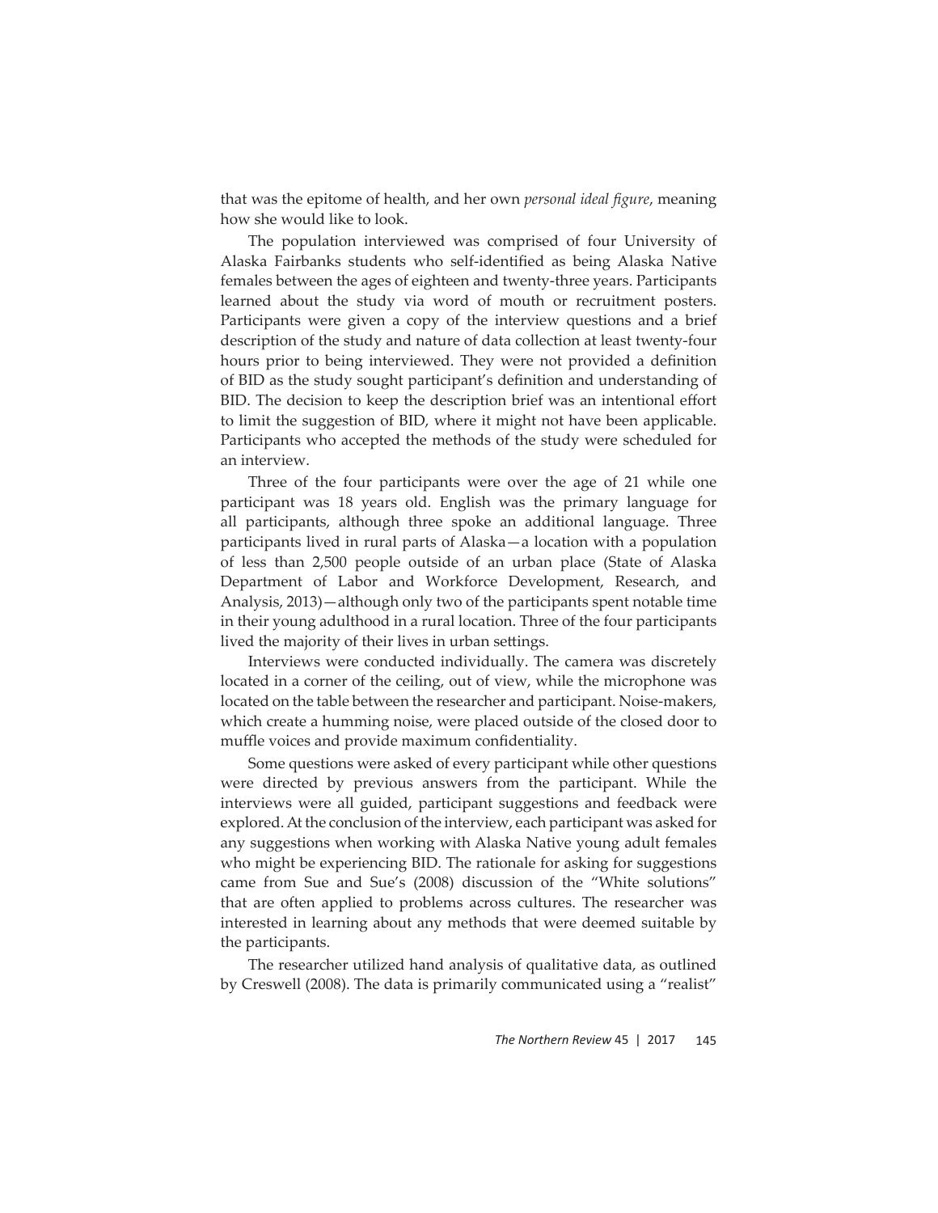that was the epitome of health, and her own *personal ideal figure*, meaning how she would like to look.

The population interviewed was comprised of four University of Alaska Fairbanks students who self-identified as being Alaska Native females between the ages of eighteen and twenty-three years. Participants learned about the study via word of mouth or recruitment posters. Participants were given a copy of the interview questions and a brief description of the study and nature of data collection at least twenty-four hours prior to being interviewed. They were not provided a definition of BID as the study sought participant's definition and understanding of BID. The decision to keep the description brief was an intentional effort to limit the suggestion of BID, where it might not have been applicable. Participants who accepted the methods of the study were scheduled for an interview.

Three of the four participants were over the age of 21 while one participant was 18 years old. English was the primary language for all participants, although three spoke an additional language. Three participants lived in rural parts of Alaska—a location with a population of less than 2,500 people outside of an urban place (State of Alaska Department of Labor and Workforce Development, Research, and Analysis, 2013)—although only two of the participants spent notable time in their young adulthood in a rural location. Three of the four participants lived the majority of their lives in urban settings.

Interviews were conducted individually. The camera was discretely located in a corner of the ceiling, out of view, while the microphone was located on the table between the researcher and participant. Noise-makers, which create a humming noise, were placed outside of the closed door to muffle voices and provide maximum confidentiality.

Some questions were asked of every participant while other questions were directed by previous answers from the participant. While the interviews were all guided, participant suggestions and feedback were explored. At the conclusion of the interview, each participant was asked for any suggestions when working with Alaska Native young adult females who might be experiencing BID. The rationale for asking for suggestions came from Sue and Sue's (2008) discussion of the "White solutions" that are often applied to problems across cultures. The researcher was interested in learning about any methods that were deemed suitable by the participants.

The researcher utilized hand analysis of qualitative data, as outlined by Creswell (2008). The data is primarily communicated using a "realist"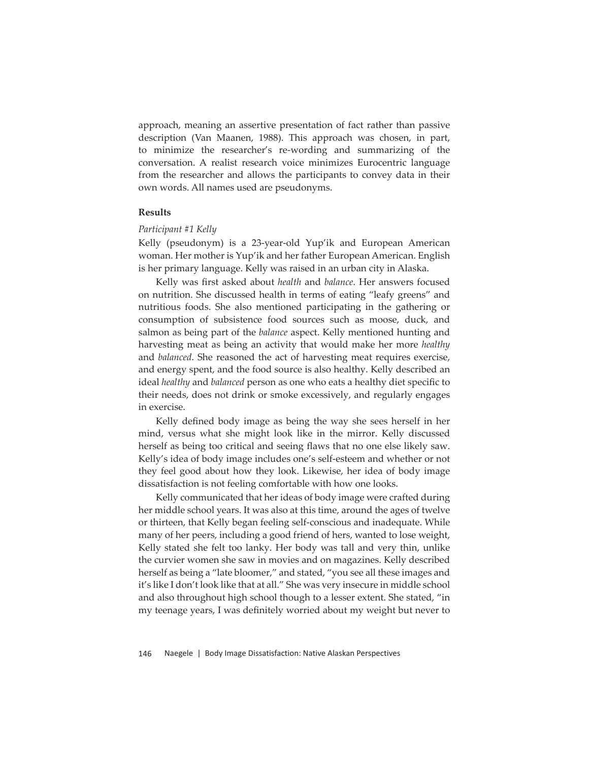approach, meaning an assertive presentation of fact rather than passive description (Van Maanen, 1988). This approach was chosen, in part, to minimize the researcher's re-wording and summarizing of the conversation. A realist research voice minimizes Eurocentric language from the researcher and allows the participants to convey data in their own words. All names used are pseudonyms.

## Results

### *Participant #1 Kelly*

Kelly (pseudonym) is a 23-year-old Yup'ik and European American woman. Her mother is Yup'ik and her father European American. English is her primary language. Kelly was raised in an urban city in Alaska.

Kelly was first asked about *health* and *balance*. Her answers focused on nutrition. She discussed health in terms of eating "leafy greens" and nutritious foods. She also mentioned participating in the gathering or consumption of subsistence food sources such as moose, duck, and salmon as being part of the *balance* aspect. Kelly mentioned hunting and harvesting meat as being an activity that would make her more *healthy* and *balanced*. She reasoned the act of harvesting meat requires exercise, and energy spent, and the food source is also healthy. Kelly described an ideal *healthy* and *balanced* person as one who eats a healthy diet specific to their needs, does not drink or smoke excessively, and regularly engages in exercise.

Kelly defined body image as being the way she sees herself in her mind, versus what she might look like in the mirror. Kelly discussed herself as being too critical and seeing flaws that no one else likely saw. Kelly's idea of body image includes one's self-esteem and whether or not they feel good about how they look. Likewise, her idea of body image dissatisfaction is not feeling comfortable with how one looks.

Kelly communicated that her ideas of body image were crafted during her middle school years. It was also at this time, around the ages of twelve or thirteen, that Kelly began feeling self-conscious and inadequate. While many of her peers, including a good friend of hers, wanted to lose weight, Kelly stated she felt too lanky. Her body was tall and very thin, unlike the curvier women she saw in movies and on magazines. Kelly described herself as being a "late bloomer," and stated, "you see all these images and it's like I don't look like that at all." She was very insecure in middle school and also throughout high school though to a lesser extent. She stated, "in my teenage years, I was definitely worried about my weight but never to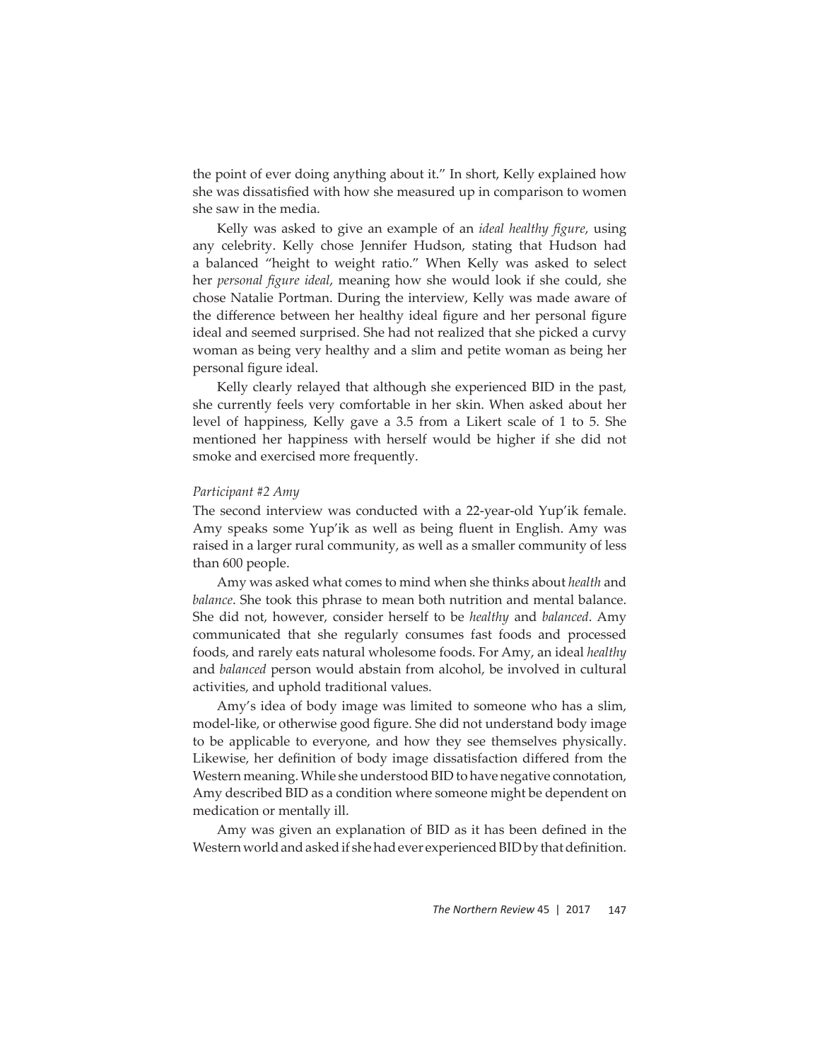the point of ever doing anything about it." In short, Kelly explained how she was dissatisfied with how she measured up in comparison to women she saw in the media.

Kelly was asked to give an example of an *ideal healthy figure*, using any celebrity. Kelly chose Jennifer Hudson, stating that Hudson had a balanced "height to weight ratio." When Kelly was asked to select her *personal figure ideal*, meaning how she would look if she could, she chose Natalie Portman. During the interview, Kelly was made aware of the difference between her healthy ideal figure and her personal figure ideal and seemed surprised. She had not realized that she picked a curvy woman as being very healthy and a slim and petite woman as being her personal figure ideal.

Kelly clearly relayed that although she experienced BID in the past, she currently feels very comfortable in her skin. When asked about her level of happiness, Kelly gave a 3.5 from a Likert scale of 1 to 5. She mentioned her happiness with herself would be higher if she did not smoke and exercised more frequently.

*Participant #2 Amy*

The second interview was conducted with a 22-year-old Yup'ik female. Amy speaks some Yup'ik as well as being fluent in English. Amy was raised in a larger rural community, as well as a smaller community of less than 600 people.

Amy was asked what comes to mind when she thinks about *health* and *balance*. She took this phrase to mean both nutrition and mental balance. She did not, however, consider herself to be *healthy* and *balanced*. Amy communicated that she regularly consumes fast foods and processed foods, and rarely eats natural wholesome foods. For Amy, an ideal *healthy* and *balanced* person would abstain from alcohol, be involved in cultural activities, and uphold traditional values.

Amy's idea of body image was limited to someone who has a slim, model-like, or otherwise good figure. She did not understand body image to be applicable to everyone, and how they see themselves physically. Likewise, her definition of body image dissatisfaction differed from the Western meaning. While she understood BID to have negative connotation, Amy described BID as a condition where someone might be dependent on medication or mentally ill.

Amy was given an explanation of BID as it has been defined in the Western world and asked if she had ever experienced BID by that definition.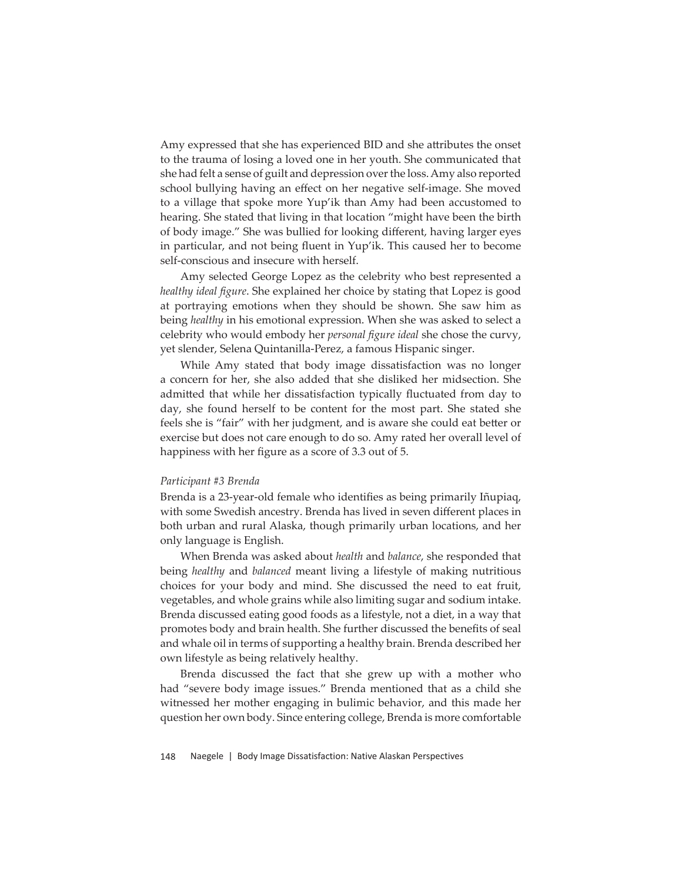Amy expressed that she has experienced BID and she attributes the onset to the trauma of losing a loved one in her youth. She communicated that she had felt a sense of guilt and depression over the loss. Amy also reported school bullying having an effect on her negative self-image. She moved to a village that spoke more Yup'ik than Amy had been accustomed to hearing. She stated that living in that location "might have been the birth of body image." She was bullied for looking different, having larger eyes in particular, and not being fluent in Yup'ik. This caused her to become self-conscious and insecure with herself.

Amy selected George Lopez as the celebrity who best represented a *healthy ideal figure*. She explained her choice by stating that Lopez is good at portraying emotions when they should be shown. She saw him as being *healthy* in his emotional expression. When she was asked to select a celebrity who would embody her *personal figure ideal* she chose the curvy, yet slender, Selena Quintanilla-Perez, a famous Hispanic singer.

While Amy stated that body image dissatisfaction was no longer a concern for her, she also added that she disliked her midsection. She admitted that while her dissatisfaction typically fluctuated from day to day, she found herself to be content for the most part. She stated she feels she is "fair" with her judgment, and is aware she could eat better or exercise but does not care enough to do so. Amy rated her overall level of happiness with her figure as a score of 3.3 out of 5.

*Participant #3 Brenda*

Brenda is a 23-year-old female who identifies as being primarily Iñupiaq, with some Swedish ancestry. Brenda has lived in seven different places in both urban and rural Alaska, though primarily urban locations, and her only language is English.

When Brenda was asked about *health* and *balance*, she responded that being *healthy* and *balanced* meant living a lifestyle of making nutritious choices for your body and mind. She discussed the need to eat fruit, vegetables, and whole grains while also limiting sugar and sodium intake. Brenda discussed eating good foods as a lifestyle, not a diet, in a way that promotes body and brain health. She further discussed the benefits of seal and whale oil in terms of supporting a healthy brain. Brenda described her own lifestyle as being relatively healthy.

Brenda discussed the fact that she grew up with a mother who had "severe body image issues." Brenda mentioned that as a child she witnessed her mother engaging in bulimic behavior, and this made her question her own body. Since entering college, Brenda is more comfortable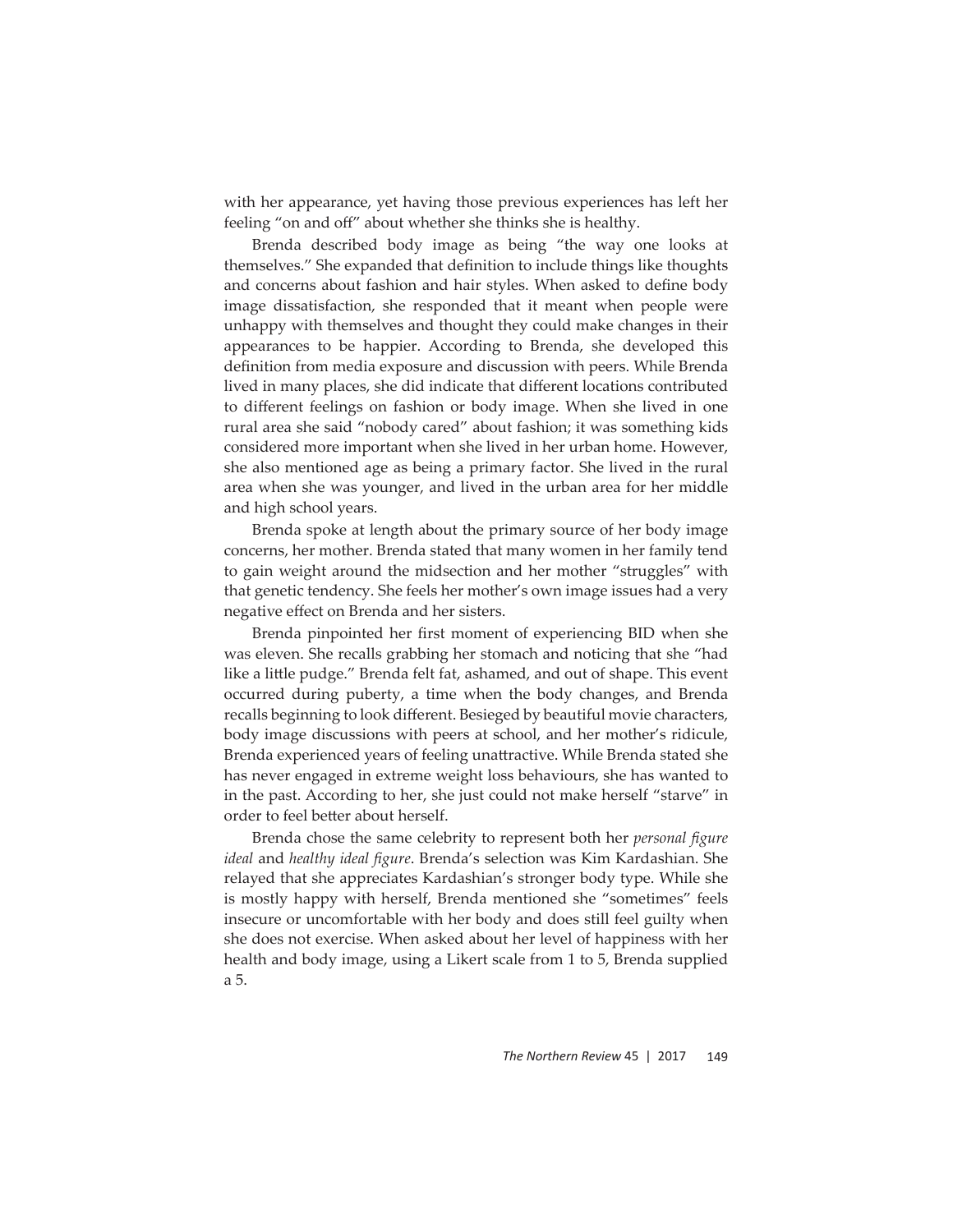with her appearance, yet having those previous experiences has left her feeling "on and off" about whether she thinks she is healthy.

Brenda described body image as being "the way one looks at themselves." She expanded that definition to include things like thoughts and concerns about fashion and hair styles. When asked to define body image dissatisfaction, she responded that it meant when people were unhappy with themselves and thought they could make changes in their appearances to be happier. According to Brenda, she developed this definition from media exposure and discussion with peers. While Brenda lived in many places, she did indicate that different locations contributed to different feelings on fashion or body image. When she lived in one rural area she said "nobody cared" about fashion; it was something kids considered more important when she lived in her urban home. However, she also mentioned age as being a primary factor. She lived in the rural area when she was younger, and lived in the urban area for her middle and high school years.

Brenda spoke at length about the primary source of her body image concerns, her mother. Brenda stated that many women in her family tend to gain weight around the midsection and her mother "struggles" with that genetic tendency. She feels her mother's own image issues had a very negative effect on Brenda and her sisters.

Brenda pinpointed her first moment of experiencing BID when she was eleven. She recalls grabbing her stomach and noticing that she "had like a little pudge." Brenda felt fat, ashamed, and out of shape. This event occurred during puberty, a time when the body changes, and Brenda recalls beginning to look different. Besieged by beautiful movie characters, body image discussions with peers at school, and her mother's ridicule, Brenda experienced years of feeling unattractive. While Brenda stated she has never engaged in extreme weight loss behaviours, she has wanted to in the past. According to her, she just could not make herself "starve" in order to feel better about herself.

Brenda chose the same celebrity to represent both her *personal figure ideal* and *healthy ideal figure*. Brenda's selection was Kim Kardashian. She relayed that she appreciates Kardashian's stronger body type. While she is mostly happy with herself, Brenda mentioned she "sometimes" feels insecure or uncomfortable with her body and does still feel guilty when she does not exercise. When asked about her level of happiness with her health and body image, using a Likert scale from 1 to 5, Brenda supplied a 5.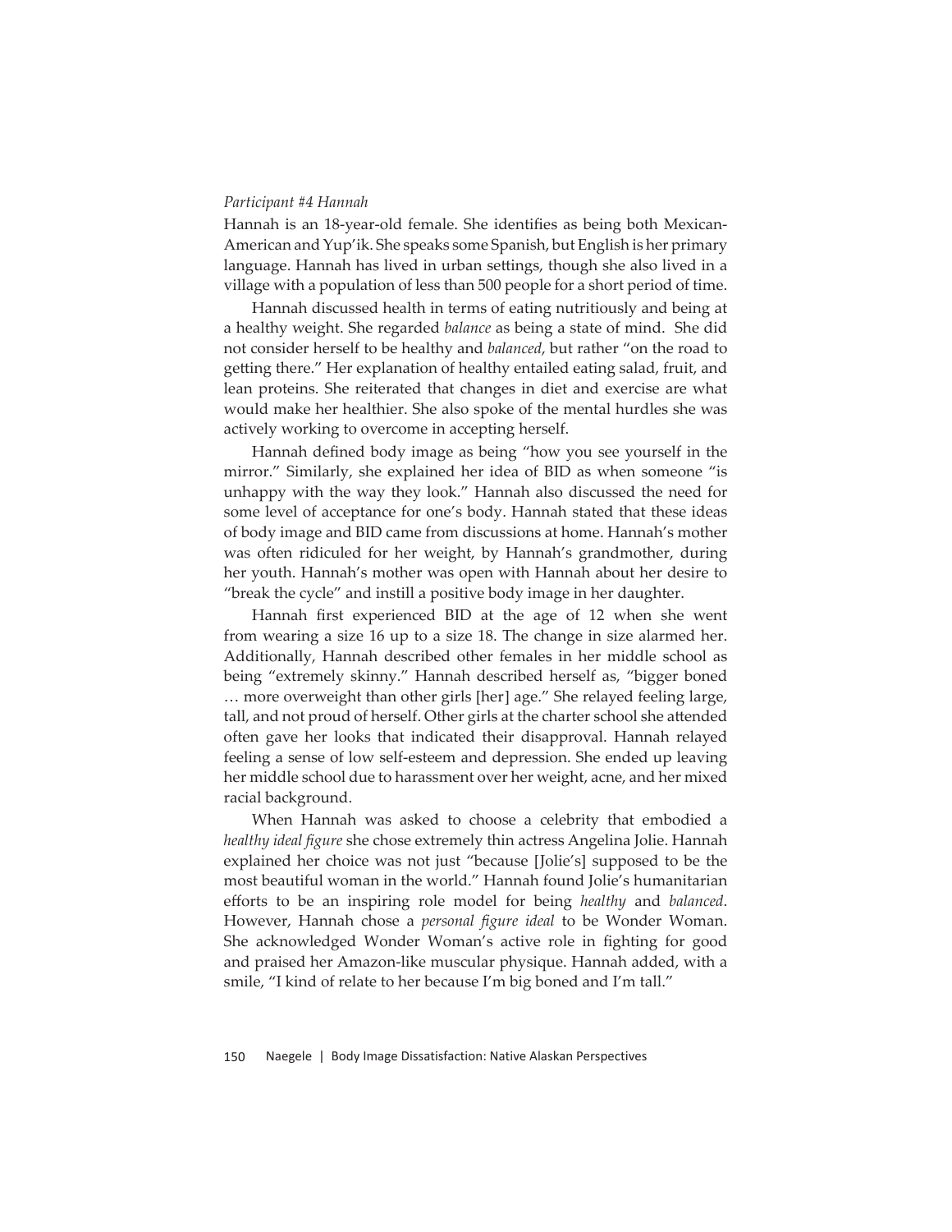*Participant #4 Hannah*

Hannah is an 18-year-old female. She identifies as being both Mexican-American and Yup'ik. She speaks some Spanish, but English is her primary language. Hannah has lived in urban settings, though she also lived in a village with a population of less than 500 people for a short period of time.

Hannah discussed health in terms of eating nutritiously and being at a healthy weight. She regarded *balance* as being a state of mind. She did not consider herself to be healthy and *balanced*, but rather "on the road to getting there." Her explanation of healthy entailed eating salad, fruit, and lean proteins. She reiterated that changes in diet and exercise are what would make her healthier. She also spoke of the mental hurdles she was actively working to overcome in accepting herself.

Hannah defined body image as being "how you see yourself in the mirror." Similarly, she explained her idea of BID as when someone "is unhappy with the way they look." Hannah also discussed the need for some level of acceptance for one's body. Hannah stated that these ideas of body image and BID came from discussions at home. Hannah's mother was often ridiculed for her weight, by Hannah's grandmother, during her youth. Hannah's mother was open with Hannah about her desire to "break the cycle" and instill a positive body image in her daughter.

Hannah first experienced BID at the age of 12 when she went from wearing a size 16 up to a size 18. The change in size alarmed her. Additionally, Hannah described other females in her middle school as being "extremely skinny." Hannah described herself as, "bigger boned … more overweight than other girls [her] age." She relayed feeling large, tall, and not proud of herself. Other girls at the charter school she attended often gave her looks that indicated their disapproval. Hannah relayed feeling a sense of low self-esteem and depression. She ended up leaving her middle school due to harassment over her weight, acne, and her mixed racial background.

When Hannah was asked to choose a celebrity that embodied a *healthy ideal figure* she chose extremely thin actress Angelina Jolie. Hannah explained her choice was not just "because [Jolie's] supposed to be the most beautiful woman in the world." Hannah found Jolie's humanitarian efforts to be an inspiring role model for being *healthy* and *balanced*. However, Hannah chose a *personal figure ideal* to be Wonder Woman. She acknowledged Wonder Woman's active role in fighting for good and praised her Amazon-like muscular physique. Hannah added, with a smile, "I kind of relate to her because I'm big boned and I'm tall."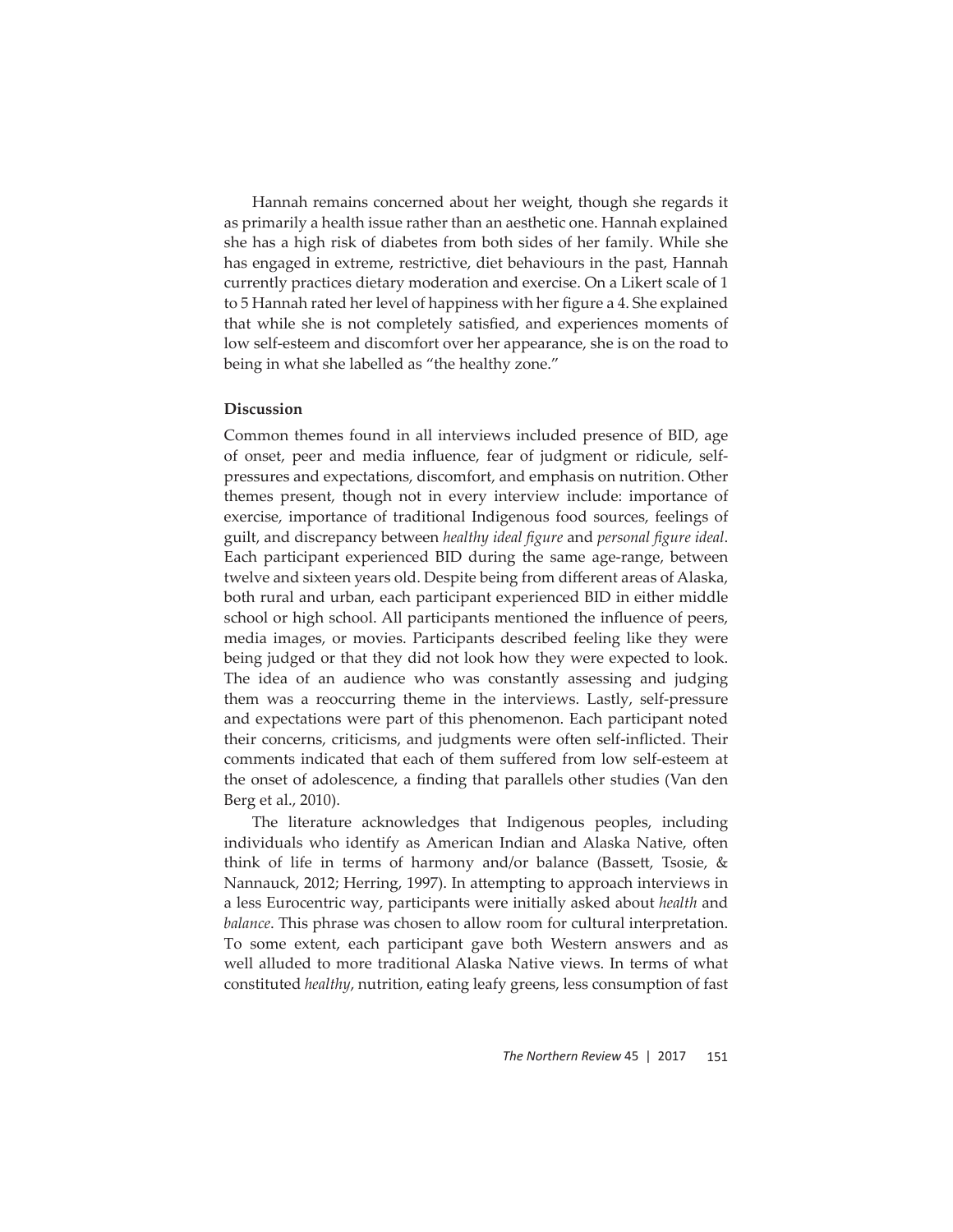Hannah remains concerned about her weight, though she regards it as primarily a health issue rather than an aesthetic one. Hannah explained she has a high risk of diabetes from both sides of her family. While she has engaged in extreme, restrictive, diet behaviours in the past, Hannah currently practices dietary moderation and exercise. On a Likert scale of 1 to 5 Hannah rated her level of happiness with her figure a 4. She explained that while she is not completely satisfied, and experiences moments of low self-esteem and discomfort over her appearance, she is on the road to being in what she labelled as "the healthy zone."

## Discussion

Common themes found in all interviews included presence of BID, age of onset, peer and media influence, fear of judgment or ridicule, self-pressures and expectations, discomfort, and emphasis on nutrition. Other themes present, though not in every interview include: importance of exercise, importance of traditional Indigenous food sources, feelings of guilt, and discrepancy between *healthy ideal figure* and *personal figure ideal*. Each participant experienced BID during the same age-range, between twelve and sixteen years old. Despite being from different areas of Alaska, both rural and urban, each participant experienced BID in either middle school or high school. All participants mentioned the influence of peers, media images, or movies. Participants described feeling like they were being judged or that they did not look how they were expected to look. The idea of an audience who was constantly assessing and judging them was a reoccurring theme in the interviews. Lastly, self-pressure and expectations were part of this phenomenon. Each participant noted their concerns, criticisms, and judgments were often self-inflicted. Their comments indicated that each of them suffered from low self-esteem at the onset of adolescence, a finding that parallels other studies (Van den Berg et al., 2010).

The literature acknowledges that Indigenous peoples, including individuals who identify as American Indian and Alaska Native, often think of life in terms of harmony and/or balance (Bassett, Tsosie, & Nannauck, 2012; Herring, 1997). In attempting to approach interviews in a less Eurocentric way, participants were initially asked about *health* and *balance*. This phrase was chosen to allow room for cultural interpretation. To some extent, each participant gave both Western answers and as well alluded to more traditional Alaska Native views. In terms of what constituted *healthy*, nutrition, eating leafy greens, less consumption of fast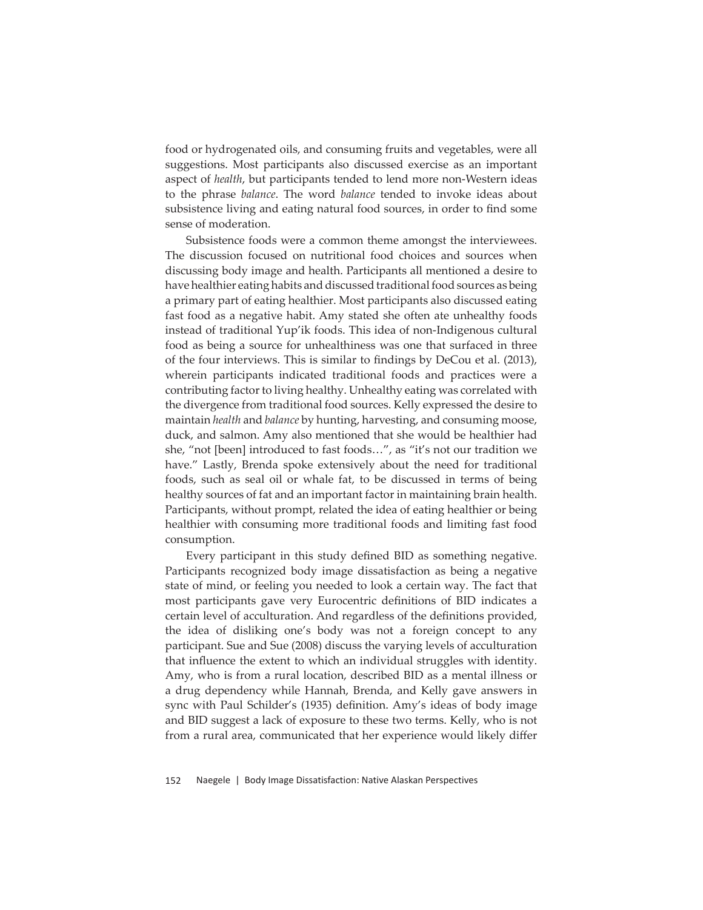food or hydrogenated oils, and consuming fruits and vegetables, were all suggestions. Most participants also discussed exercise as an important aspect of *health*, but participants tended to lend more non-Western ideas to the phrase *balance*. The word *balance* tended to invoke ideas about subsistence living and eating natural food sources, in order to find some sense of moderation.

Subsistence foods were a common theme amongst the interviewees. The discussion focused on nutritional food choices and sources when discussing body image and health. Participants all mentioned a desire to have healthier eating habits and discussed traditional food sources as being a primary part of eating healthier. Most participants also discussed eating fast food as a negative habit. Amy stated she often ate unhealthy foods instead of traditional Yup'ik foods. This idea of non-Indigenous cultural food as being a source for unhealthiness was one that surfaced in three of the four interviews. This is similar to findings by DeCou et al. (2013), wherein participants indicated traditional foods and practices were a contributing factor to living healthy. Unhealthy eating was correlated with the divergence from traditional food sources. Kelly expressed the desire to maintain *health* and *balance* by hunting, harvesting, and consuming moose, duck, and salmon. Amy also mentioned that she would be healthier had she, "not [been] introduced to fast foods…", as "it's not our tradition we have." Lastly, Brenda spoke extensively about the need for traditional foods, such as seal oil or whale fat, to be discussed in terms of being healthy sources of fat and an important factor in maintaining brain health. Participants, without prompt, related the idea of eating healthier or being healthier with consuming more traditional foods and limiting fast food consumption.

Every participant in this study defined BID as something negative. Participants recognized body image dissatisfaction as being a negative state of mind, or feeling you needed to look a certain way. The fact that most participants gave very Eurocentric definitions of BID indicates a certain level of acculturation. And regardless of the definitions provided, the idea of disliking one's body was not a foreign concept to any participant. Sue and Sue (2008) discuss the varying levels of acculturation that influence the extent to which an individual struggles with identity. Amy, who is from a rural location, described BID as a mental illness or a drug dependency while Hannah, Brenda, and Kelly gave answers in sync with Paul Schilder's (1935) definition. Amy's ideas of body image and BID suggest a lack of exposure to these two terms. Kelly, who is not from a rural area, communicated that her experience would likely differ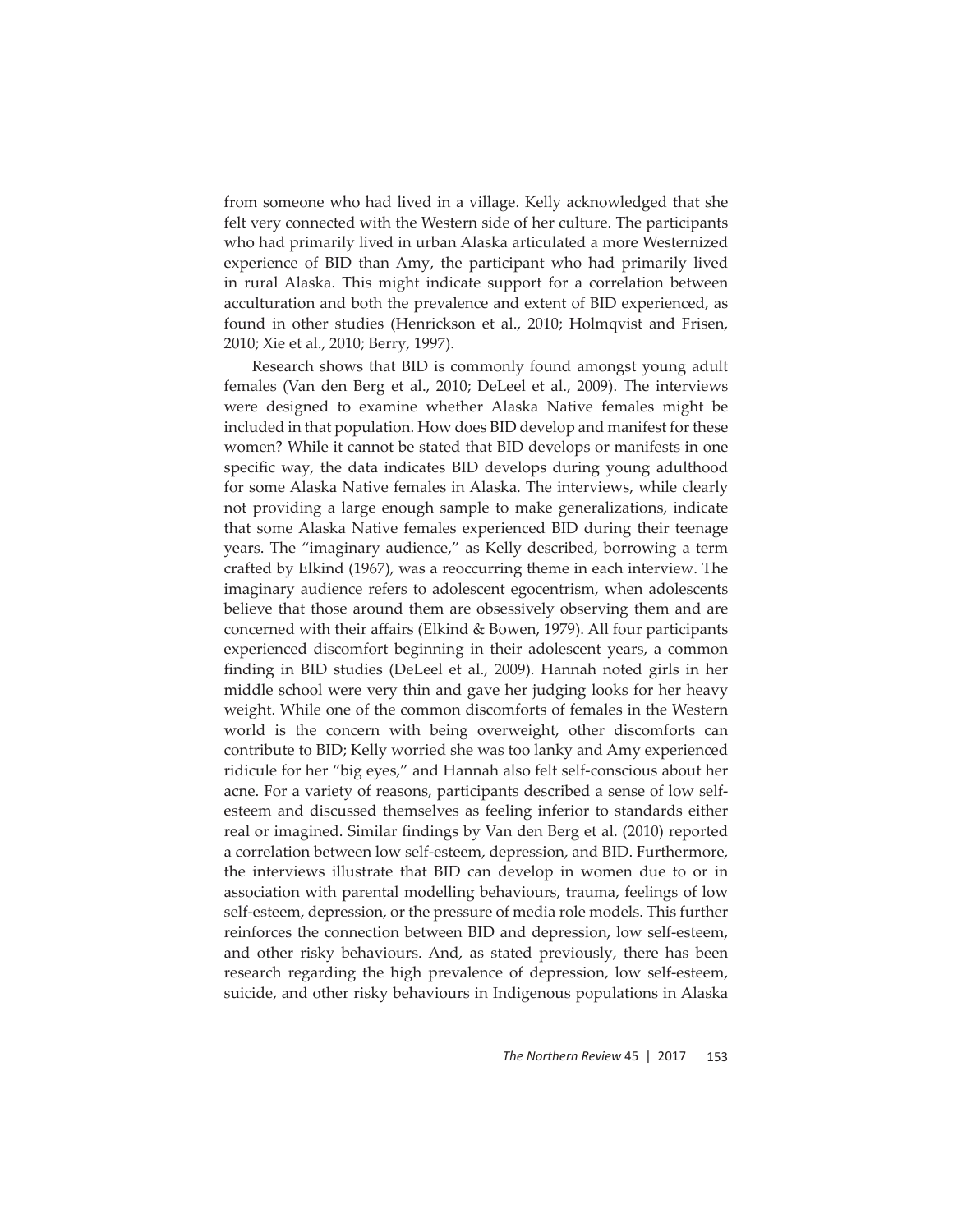from someone who had lived in a village. Kelly acknowledged that she felt very connected with the Western side of her culture. The participants who had primarily lived in urban Alaska articulated a more Westernized experience of BID than Amy, the participant who had primarily lived in rural Alaska. This might indicate support for a correlation between acculturation and both the prevalence and extent of BID experienced, as found in other studies (Henrickson et al., 2010; Holmqvist and Frisen, 2010; Xie et al., 2010; Berry, 1997).

Research shows that BID is commonly found amongst young adult females (Van den Berg et al., 2010; DeLeel et al., 2009). The interviews were designed to examine whether Alaska Native females might be included in that population. How does BID develop and manifest for these women? While it cannot be stated that BID develops or manifests in one specific way, the data indicates BID develops during young adulthood for some Alaska Native females in Alaska. The interviews, while clearly not providing a large enough sample to make generalizations, indicate that some Alaska Native females experienced BID during their teenage years. The "imaginary audience," as Kelly described, borrowing a term crafted by Elkind (1967), was a reoccurring theme in each interview. The imaginary audience refers to adolescent egocentrism, when adolescents believe that those around them are obsessively observing them and are concerned with their affairs (Elkind & Bowen, 1979). All four participants experienced discomfort beginning in their adolescent years, a common finding in BID studies (DeLeel et al., 2009). Hannah noted girls in her middle school were very thin and gave her judging looks for her heavy weight. While one of the common discomforts of females in the Western world is the concern with being overweight, other discomforts can contribute to BID; Kelly worried she was too lanky and Amy experienced ridicule for her "big eyes," and Hannah also felt self-conscious about her acne. For a variety of reasons, participants described a sense of low self-esteem and discussed themselves as feeling inferior to standards either real or imagined. Similar findings by Van den Berg et al. (2010) reported a correlation between low self-esteem, depression, and BID. Furthermore, the interviews illustrate that BID can develop in women due to or in association with parental modelling behaviours, trauma, feelings of low self-esteem, depression, or the pressure of media role models. This further reinforces the connection between BID and depression, low self-esteem, and other risky behaviours. And, as stated previously, there has been research regarding the high prevalence of depression, low self-esteem, suicide, and other risky behaviours in Indigenous populations in Alaska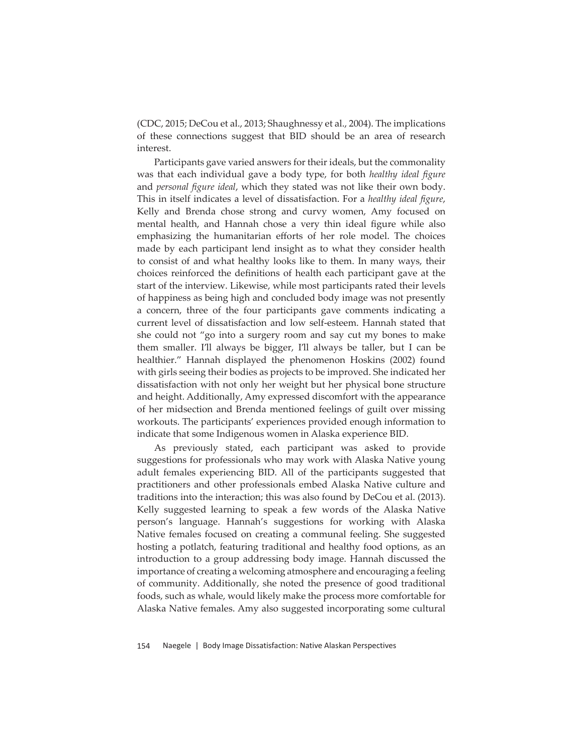(CDC, 2015; DeCou et al., 2013; Shaughnessy et al., 2004). The implications of these connections suggest that BID should be an area of research interest.

Participants gave varied answers for their ideals, but the commonality was that each individual gave a body type, for both *healthy ideal figure* and *personal figure ideal*, which they stated was not like their own body. This in itself indicates a level of dissatisfaction. For a *healthy ideal figure*, Kelly and Brenda chose strong and curvy women, Amy focused on mental health, and Hannah chose a very thin ideal figure while also emphasizing the humanitarian efforts of her role model. The choices made by each participant lend insight as to what they consider health to consist of and what healthy looks like to them. In many ways, their choices reinforced the definitions of health each participant gave at the start of the interview. Likewise, while most participants rated their levels of happiness as being high and concluded body image was not presently a concern, three of the four participants gave comments indicating a current level of dissatisfaction and low self-esteem. Hannah stated that she could not "go into a surgery room and say cut my bones to make them smaller. I'll always be bigger, I'll always be taller, but I can be healthier." Hannah displayed the phenomenon Hoskins (2002) found with girls seeing their bodies as projects to be improved. She indicated her dissatisfaction with not only her weight but her physical bone structure and height. Additionally, Amy expressed discomfort with the appearance of her midsection and Brenda mentioned feelings of guilt over missing workouts. The participants' experiences provided enough information to indicate that some Indigenous women in Alaska experience BID.

As previously stated, each participant was asked to provide suggestions for professionals who may work with Alaska Native young adult females experiencing BID. All of the participants suggested that practitioners and other professionals embed Alaska Native culture and traditions into the interaction; this was also found by DeCou et al. (2013). Kelly suggested learning to speak a few words of the Alaska Native person's language. Hannah's suggestions for working with Alaska Native females focused on creating a communal feeling. She suggested hosting a potlatch, featuring traditional and healthy food options, as an introduction to a group addressing body image. Hannah discussed the importance of creating a welcoming atmosphere and encouraging a feeling of community. Additionally, she noted the presence of good traditional foods, such as whale, would likely make the process more comfortable for Alaska Native females. Amy also suggested incorporating some cultural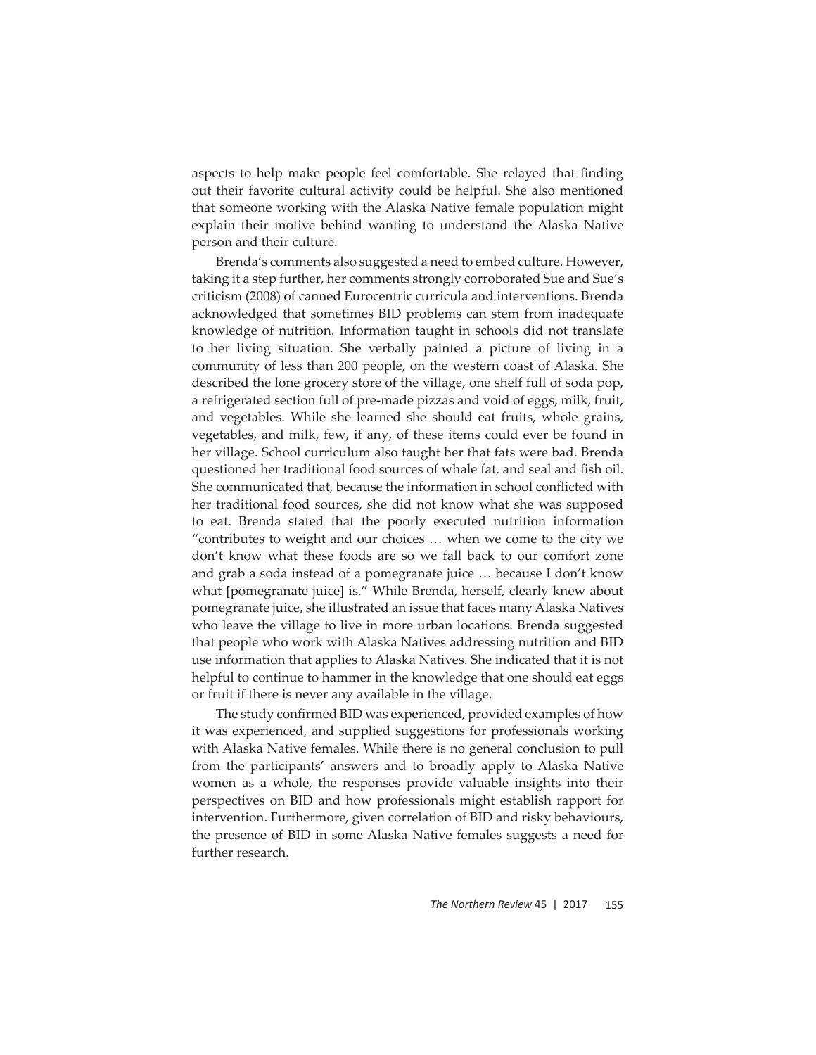aspects to help make people feel comfortable. She relayed that finding out their favorite cultural activity could be helpful. She also mentioned that someone working with the Alaska Native female population might explain their motive behind wanting to understand the Alaska Native person and their culture.

Brenda's comments also suggested a need to embed culture. However, taking it a step further, her comments strongly corroborated Sue and Sue's criticism (2008) of canned Eurocentric curricula and interventions. Brenda acknowledged that sometimes BID problems can stem from inadequate knowledge of nutrition. Information taught in schools did not translate to her living situation. She verbally painted a picture of living in a community of less than 200 people, on the western coast of Alaska. She described the lone grocery store of the village, one shelf full of soda pop, a refrigerated section full of pre-made pizzas and void of eggs, milk, fruit, and vegetables. While she learned she should eat fruits, whole grains, vegetables, and milk, few, if any, of these items could ever be found in her village. School curriculum also taught her that fats were bad. Brenda questioned her traditional food sources of whale fat, and seal and fish oil. She communicated that, because the information in school conflicted with her traditional food sources, she did not know what she was supposed to eat. Brenda stated that the poorly executed nutrition information "contributes to weight and our choices … when we come to the city we don't know what these foods are so we fall back to our comfort zone and grab a soda instead of a pomegranate juice … because I don't know what [pomegranate juice] is." While Brenda, herself, clearly knew about pomegranate juice, she illustrated an issue that faces many Alaska Natives who leave the village to live in more urban locations. Brenda suggested that people who work with Alaska Natives addressing nutrition and BID use information that applies to Alaska Natives. She indicated that it is not helpful to continue to hammer in the knowledge that one should eat eggs or fruit if there is never any available in the village.

The study confirmed BID was experienced, provided examples of how it was experienced, and supplied suggestions for professionals working with Alaska Native females. While there is no general conclusion to pull from the participants' answers and to broadly apply to Alaska Native women as a whole, the responses provide valuable insights into their perspectives on BID and how professionals might establish rapport for intervention. Furthermore, given correlation of BID and risky behaviours, the presence of BID in some Alaska Native females suggests a need for further research.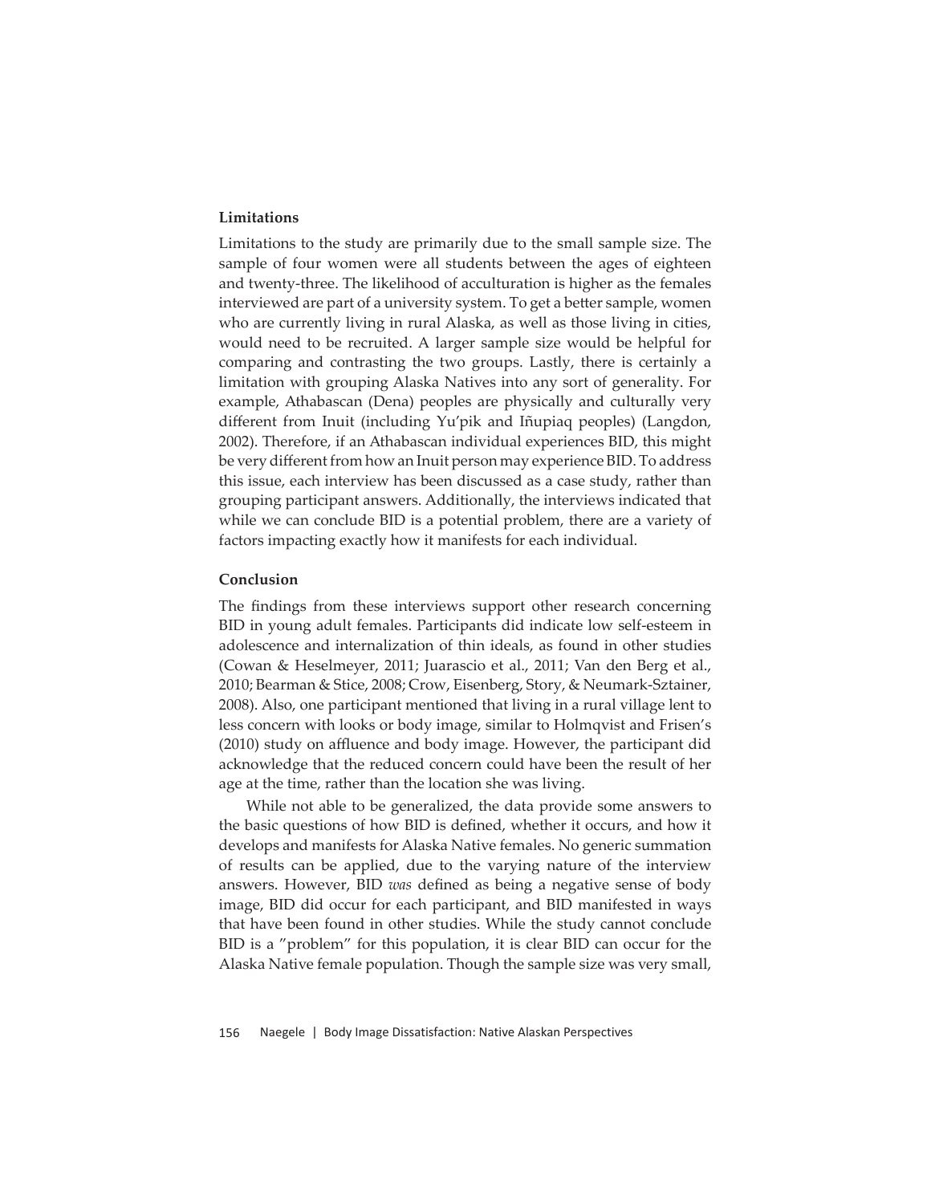### Limitations

Limitations to the study are primarily due to the small sample size. The sample of four women were all students between the ages of eighteen and twenty-three. The likelihood of acculturation is higher as the females interviewed are part of a university system. To get a better sample, women who are currently living in rural Alaska, as well as those living in cities, would need to be recruited. A larger sample size would be helpful for comparing and contrasting the two groups. Lastly, there is certainly a limitation with grouping Alaska Natives into any sort of generality. For example, Athabascan (Dena) peoples are physically and culturally very different from Inuit (including Yu'pik and Iñupiaq peoples) (Langdon, 2002). Therefore, if an Athabascan individual experiences BID, this might be very different from how an Inuit person may experience BID. To address this issue, each interview has been discussed as a case study, rather than grouping participant answers. Additionally, the interviews indicated that while we can conclude BID is a potential problem, there are a variety of factors impacting exactly how it manifests for each individual.

### Conclusion

The findings from these interviews support other research concerning BID in young adult females. Participants did indicate low self-esteem in adolescence and internalization of thin ideals, as found in other studies (Cowan & Heselmeyer, 2011; Juarascio et al., 2011; Van den Berg et al., 2010; Bearman & Stice, 2008; Crow, Eisenberg, Story, & Neumark-Sztainer, 2008). Also, one participant mentioned that living in a rural village lent to less concern with looks or body image, similar to Holmqvist and Frisen's (2010) study on affluence and body image. However, the participant did acknowledge that the reduced concern could have been the result of her age at the time, rather than the location she was living.

While not able to be generalized, the data provide some answers to the basic questions of how BID is defined, whether it occurs, and how it develops and manifests for Alaska Native females. No generic summation of results can be applied, due to the varying nature of the interview answers. However, BID *was* defined as being a negative sense of body image, BID did occur for each participant, and BID manifested in ways that have been found in other studies. While the study cannot conclude BID is a "problem" for this population, it is clear BID can occur for the Alaska Native female population. Though the sample size was very small,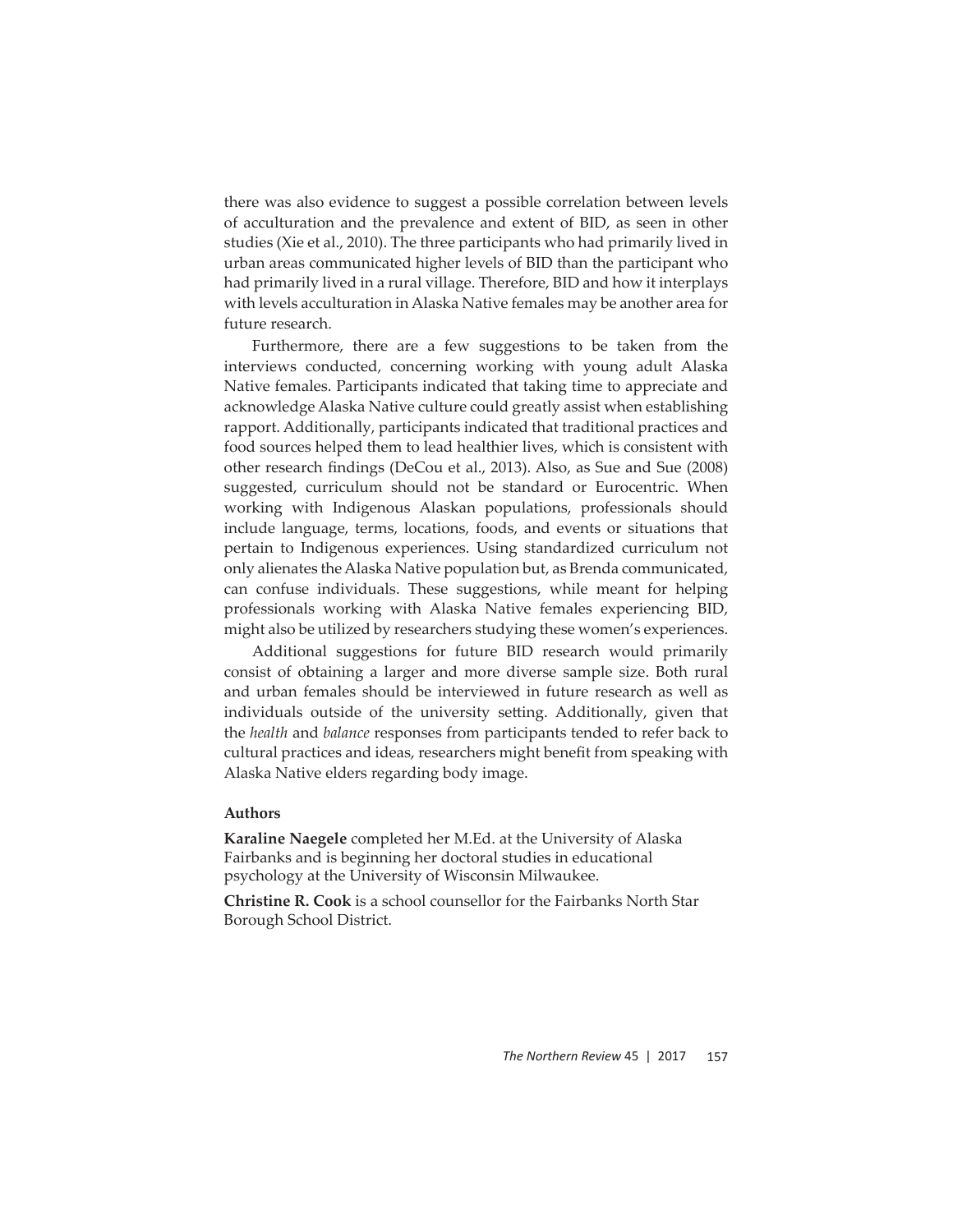there was also evidence to suggest a possible correlation between levels of acculturation and the prevalence and extent of BID, as seen in other studies (Xie et al., 2010). The three participants who had primarily lived in urban areas communicated higher levels of BID than the participant who had primarily lived in a rural village. Therefore, BID and how it interplays with levels acculturation in Alaska Native females may be another area for future research.

Furthermore, there are a few suggestions to be taken from the interviews conducted, concerning working with young adult Alaska Native females. Participants indicated that taking time to appreciate and acknowledge Alaska Native culture could greatly assist when establishing rapport. Additionally, participants indicated that traditional practices and food sources helped them to lead healthier lives, which is consistent with other research findings (DeCou et al., 2013). Also, as Sue and Sue (2008) suggested, curriculum should not be standard or Eurocentric. When working with Indigenous Alaskan populations, professionals should include language, terms, locations, foods, and events or situations that pertain to Indigenous experiences. Using standardized curriculum not only alienates the Alaska Native population but, as Brenda communicated, can confuse individuals. These suggestions, while meant for helping professionals working with Alaska Native females experiencing BID, might also be utilized by researchers studying these women's experiences.

Additional suggestions for future BID research would primarily consist of obtaining a larger and more diverse sample size. Both rural and urban females should be interviewed in future research as well as individuals outside of the university setting. Additionally, given that the *health* and *balance* responses from participants tended to refer back to cultural practices and ideas, researchers might benefit from speaking with Alaska Native elders regarding body image.

**Authors**

**Karaline Naegele** completed her M.Ed. at the University of Alaska Fairbanks and is beginning her doctoral studies in educational psychology at the University of Wisconsin Milwaukee.

**Christine R. Cook** is a school counsellor for the Fairbanks North Star Borough School District.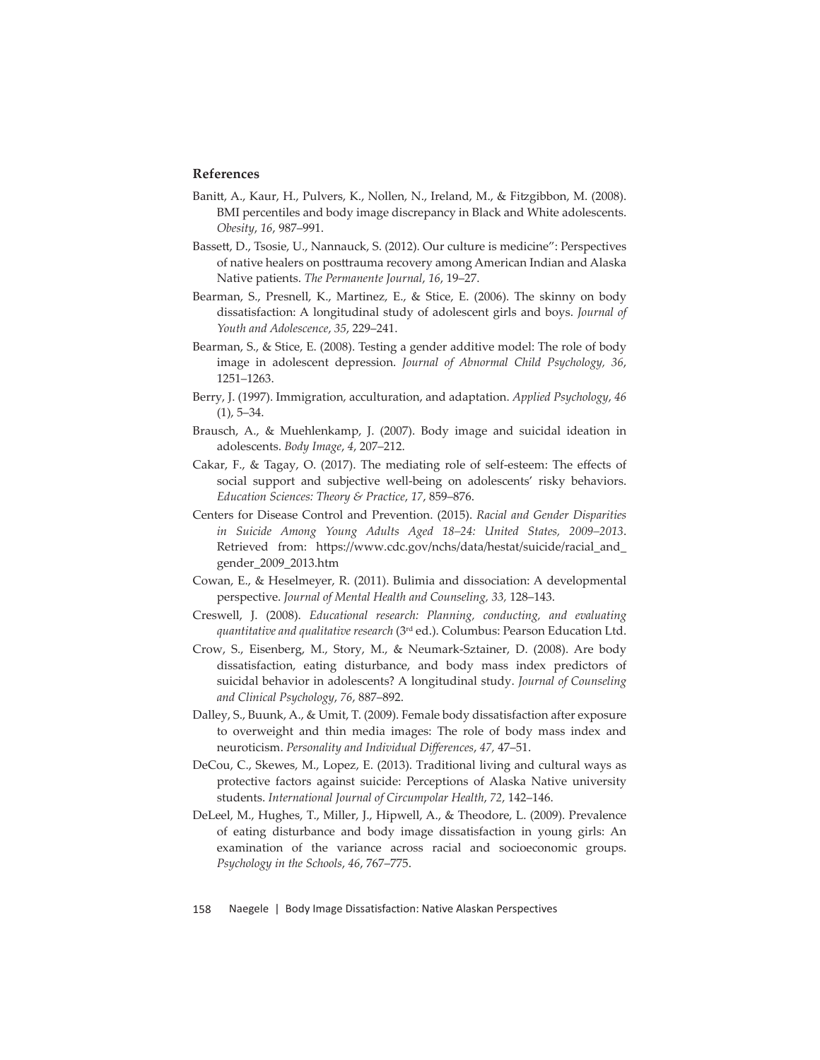## References

Banitt, A., Kaur, H., Pulvers, K., Nollen, N., Ireland, M., & Fitzgibbon, M. (2008). BMI percentiles and body image discrepancy in Black and White adolescents. *Obesity*, *16*, 987–991.

Bassett, D., Tsosie, U., Nannauck, S. (2012). Our culture is medicine": Perspectives of native healers on posttrauma recovery among American Indian and Alaska Native patients. *The Permanente Journal*, *16*, 19–27.

Bearman, S., Presnell, K., Martinez, E., & Stice, E. (2006). The skinny on body dissatisfaction: A longitudinal study of adolescent girls and boys. *Journal of Youth and Adolescence*, *35*, 229–241.

Bearman, S., & Stice, E. (2008). Testing a gender additive model: The role of body image in adolescent depression. *Journal of Abnormal Child Psychology, 36*, 1251–1263.

Berry, J. (1997). Immigration, acculturation, and adaptation. *Applied Psychology*, *46* (1), 5–34.

Brausch, A., & Muehlenkamp, J. (2007). Body image and suicidal ideation in adolescents. *Body Image*, *4*, 207–212.

Cakar, F., & Tagay, O. (2017). The mediating role of self-esteem: The effects of social support and subjective well-being on adolescents' risky behaviors. *Education Sciences: Theory & Practice*, *17*, 859–876.

Centers for Disease Control and Prevention. (2015). *Racial and Gender Disparities in Suicide Among Young Adults Aged 18–24: United States, 2009–2013*. Retrieved from: https://www.cdc.gov/nchs/data/hestat/suicide/racial_and_gender_2009_2013.htm

Cowan, E., & Heselmeyer, R. (2011). Bulimia and dissociation: A developmental perspective. *Journal of Mental Health and Counseling, 33,* 128–143.

Creswell, J. (2008). *Educational research: Planning, conducting, and evaluating quantitative and qualitative research* (3rd ed.). Columbus: Pearson Education Ltd.

Crow, S., Eisenberg, M., Story, M., & Neumark-Sztainer, D. (2008). Are body dissatisfaction, eating disturbance, and body mass index predictors of suicidal behavior in adolescents? A longitudinal study. *Journal of Counseling and Clinical Psychology*, *76*, 887–892.

Dalley, S., Buunk, A., & Umit, T. (2009). Female body dissatisfaction after exposure to overweight and thin media images: The role of body mass index and neuroticism. *Personality and Individual Differences*, *47,* 47–51.

DeCou, C., Skewes, M., Lopez, E. (2013). Traditional living and cultural ways as protective factors against suicide: Perceptions of Alaska Native university students. *International Journal of Circumpolar Health*, *72*, 142–146.

DeLeel, M., Hughes, T., Miller, J., Hipwell, A., & Theodore, L. (2009). Prevalence of eating disturbance and body image dissatisfaction in young girls: An examination of the variance across racial and socioeconomic groups. *Psychology in the Schools*, *46*, 767–775.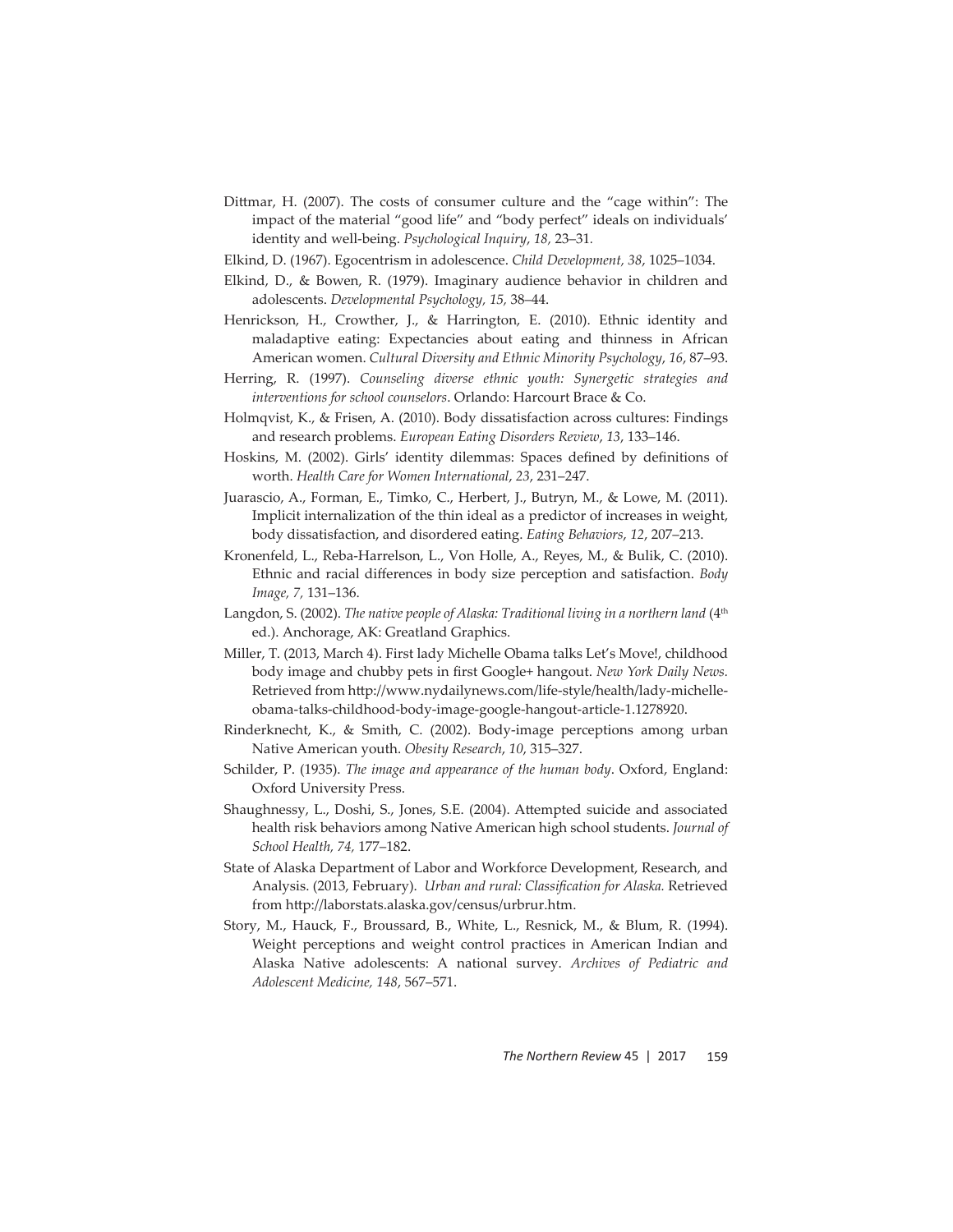Dittmar, H. (2007). The costs of consumer culture and the "cage within": The impact of the material "good life" and "body perfect" ideals on individuals' identity and well-being. *Psychological Inquiry*, *18,* 23–31.

Elkind, D. (1967). Egocentrism in adolescence. *Child Development, 38*, 1025–1034.

Elkind, D., & Bowen, R. (1979). Imaginary audience behavior in children and adolescents. *Developmental Psychology, 15,* 38–44.

Henrickson, H., Crowther, J., & Harrington, E. (2010). Ethnic identity and maladaptive eating: Expectancies about eating and thinness in African American women. *Cultural Diversity and Ethnic Minority Psychology*, *16*, 87–93.

Herring, R. (1997). *Counseling diverse ethnic youth: Synergetic strategies and interventions for school counselors*. Orlando: Harcourt Brace & Co.

Holmqvist, K., & Frisen, A. (2010). Body dissatisfaction across cultures: Findings and research problems. *European Eating Disorders Review*, *13*, 133–146.

Hoskins, M. (2002). Girls' identity dilemmas: Spaces defined by definitions of worth. *Health Care for Women International*, *23*, 231–247.

Juarascio, A., Forman, E., Timko, C., Herbert, J., Butryn, M., & Lowe, M. (2011). Implicit internalization of the thin ideal as a predictor of increases in weight, body dissatisfaction, and disordered eating. *Eating Behaviors*, *12*, 207–213.

Kronenfeld, L., Reba-Harrelson, L., Von Holle, A., Reyes, M., & Bulik, C. (2010). Ethnic and racial differences in body size perception and satisfaction. *Body Image, 7*, 131–136.

Langdon, S. (2002). *The native people of Alaska: Traditional living in a northern land* (4th ed.). Anchorage, AK: Greatland Graphics.

Miller, T. (2013, March 4). First lady Michelle Obama talks Let's Move!, childhood body image and chubby pets in first Google+ hangout. *New York Daily News.* Retrieved from http://www.nydailynews.com/life-style/health/lady-michelle-obama-talks-childhood-body-image-google-hangout-article-1.1278920.

Rinderknecht, K., & Smith, C. (2002). Body-image perceptions among urban Native American youth. *Obesity Research*, *10*, 315–327.

Schilder, P. (1935). *The image and appearance of the human body*. Oxford, England: Oxford University Press.

Shaughnessy, L., Doshi, S., Jones, S.E. (2004). Attempted suicide and associated health risk behaviors among Native American high school students. *Journal of School Health, 74,* 177–182.

State of Alaska Department of Labor and Workforce Development, Research, and Analysis. (2013, February). *Urban and rural: Classification for Alaska.* Retrieved from http://laborstats.alaska.gov/census/urbrur.htm.

Story, M., Hauck, F., Broussard, B., White, L., Resnick, M., & Blum, R. (1994). Weight perceptions and weight control practices in American Indian and Alaska Native adolescents: A national survey. *Archives of Pediatric and Adolescent Medicine, 148*, 567–571.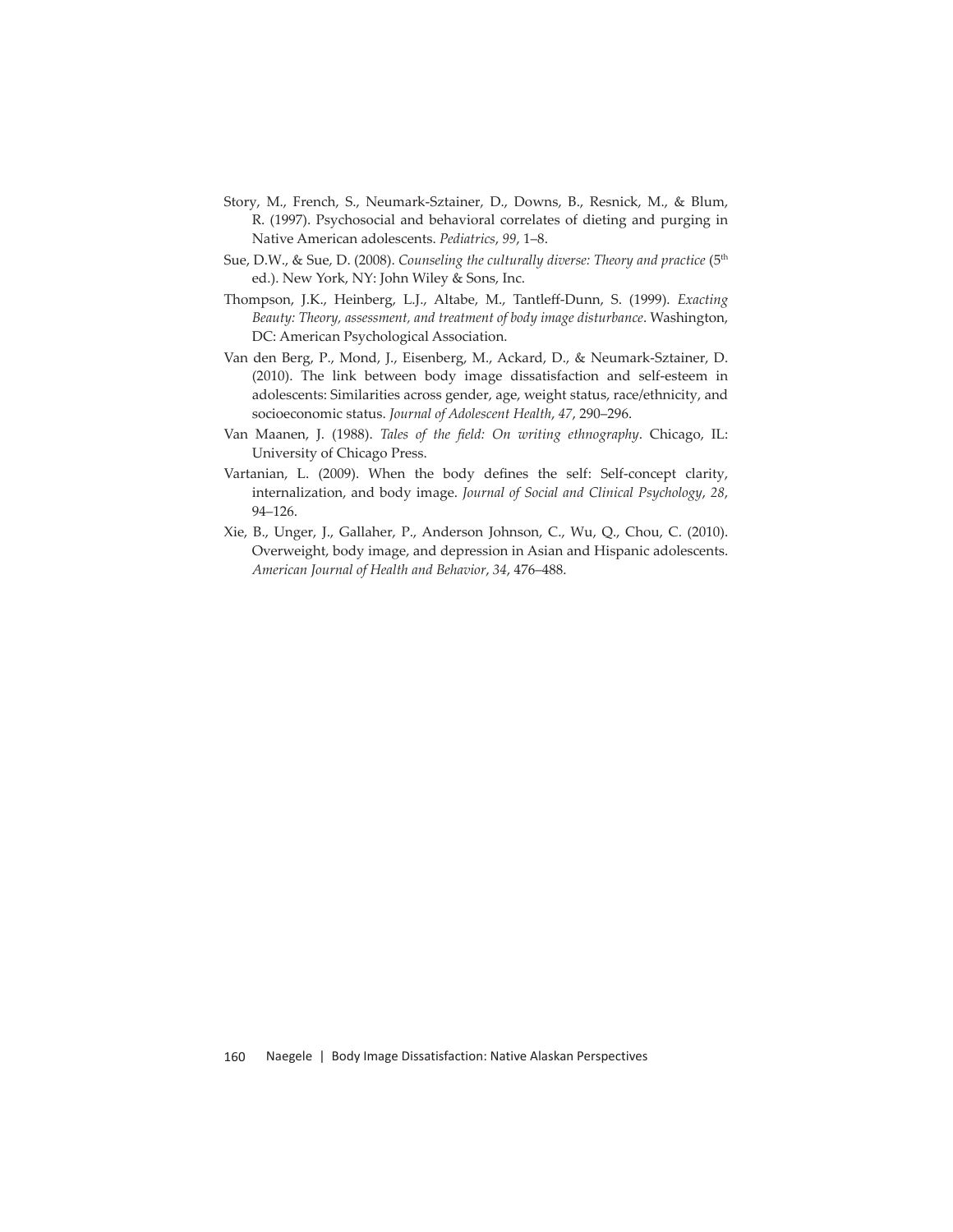Story, M., French, S., Neumark-Sztainer, D., Downs, B., Resnick, M., & Blum, R. (1997). Psychosocial and behavioral correlates of dieting and purging in Native American adolescents. *Pediatrics*, *99*, 1–8.

Sue, D.W., & Sue, D. (2008). *Counseling the culturally diverse: Theory and practice* (5th ed.). New York, NY: John Wiley & Sons, Inc.

Thompson, J.K., Heinberg, L.J., Altabe, M., Tantleff-Dunn, S. (1999). *Exacting Beauty: Theory, assessment, and treatment of body image disturbance*. Washington, DC: American Psychological Association.

Van den Berg, P., Mond, J., Eisenberg, M., Ackard, D., & Neumark-Sztainer, D. (2010). The link between body image dissatisfaction and self-esteem in adolescents: Similarities across gender, age, weight status, race/ethnicity, and socioeconomic status. *Journal of Adolescent Health*, *47*, 290–296.

Van Maanen, J. (1988). *Tales of the field: On writing ethnography*. Chicago, IL: University of Chicago Press.

Vartanian, L. (2009). When the body defines the self: Self-concept clarity, internalization, and body image. *Journal of Social and Clinical Psychology*, *28*, 94–126.

Xie, B., Unger, J., Gallaher, P., Anderson Johnson, C., Wu, Q., Chou, C. (2010). Overweight, body image, and depression in Asian and Hispanic adolescents. *American Journal of Health and Behavior*, *34*, 476–488.